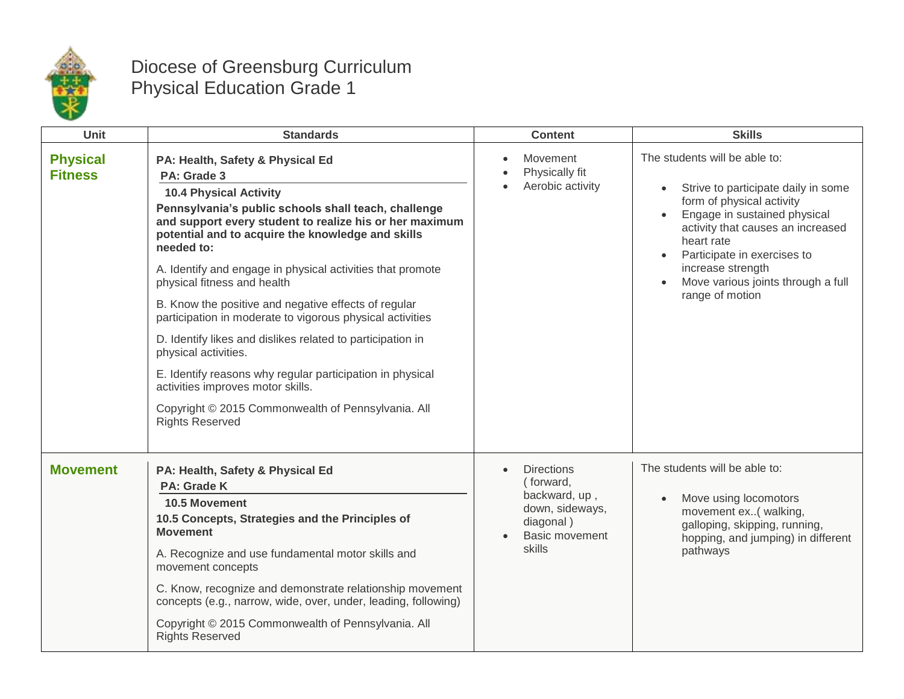# Diocese of Greensburg Curriculum
## Physical Education Grade 1

| Unit | Standards | Content | Skills |
|---|---|---|---|
| **Physical Fitness** | **PA: Health, Safety & Physical Ed**<br>**PA: Grade 3**<br>**10.4 Physical Activity**<br>**Pennsylvania's public schools shall teach, challenge and support every student to realize his or her maximum potential and to acquire the knowledge and skills needed to:**<br>A. Identify and engage in physical activities that promote physical fitness and health<br>B. Know the positive and negative effects of regular participation in moderate to vigorous physical activities<br>D. Identify likes and dislikes related to participation in physical activities.<br>E. Identify reasons why regular participation in physical activities improves motor skills.<br>Copyright © 2015 Commonwealth of Pennsylvania. All Rights Reserved | • Movement<br>• Physically fit<br>• Aerobic activity | The students will be able to:<br>• Strive to participate daily in some form of physical activity<br>• Engage in sustained physical activity that causes an increased heart rate<br>• Participate in exercises to increase strength<br>• Move various joints through a full range of motion |
| **Movement** | **PA: Health, Safety & Physical Ed**<br>**PA: Grade K**<br>**10.5 Movement**<br>**10.5 Concepts, Strategies and the Principles of Movement**<br>A. Recognize and use fundamental motor skills and movement concepts<br>C. Know, recognize and demonstrate relationship movement concepts (e.g., narrow, wide, over, under, leading, following)<br>Copyright © 2015 Commonwealth of Pennsylvania. All Rights Reserved | • Directions ( forward, backward, up , down, sideways, diagonal )<br>• Basic movement skills | The students will be able to:<br>• Move using locomotors movement ex..( walking, galloping, skipping, running, hopping, and jumping) in different pathways |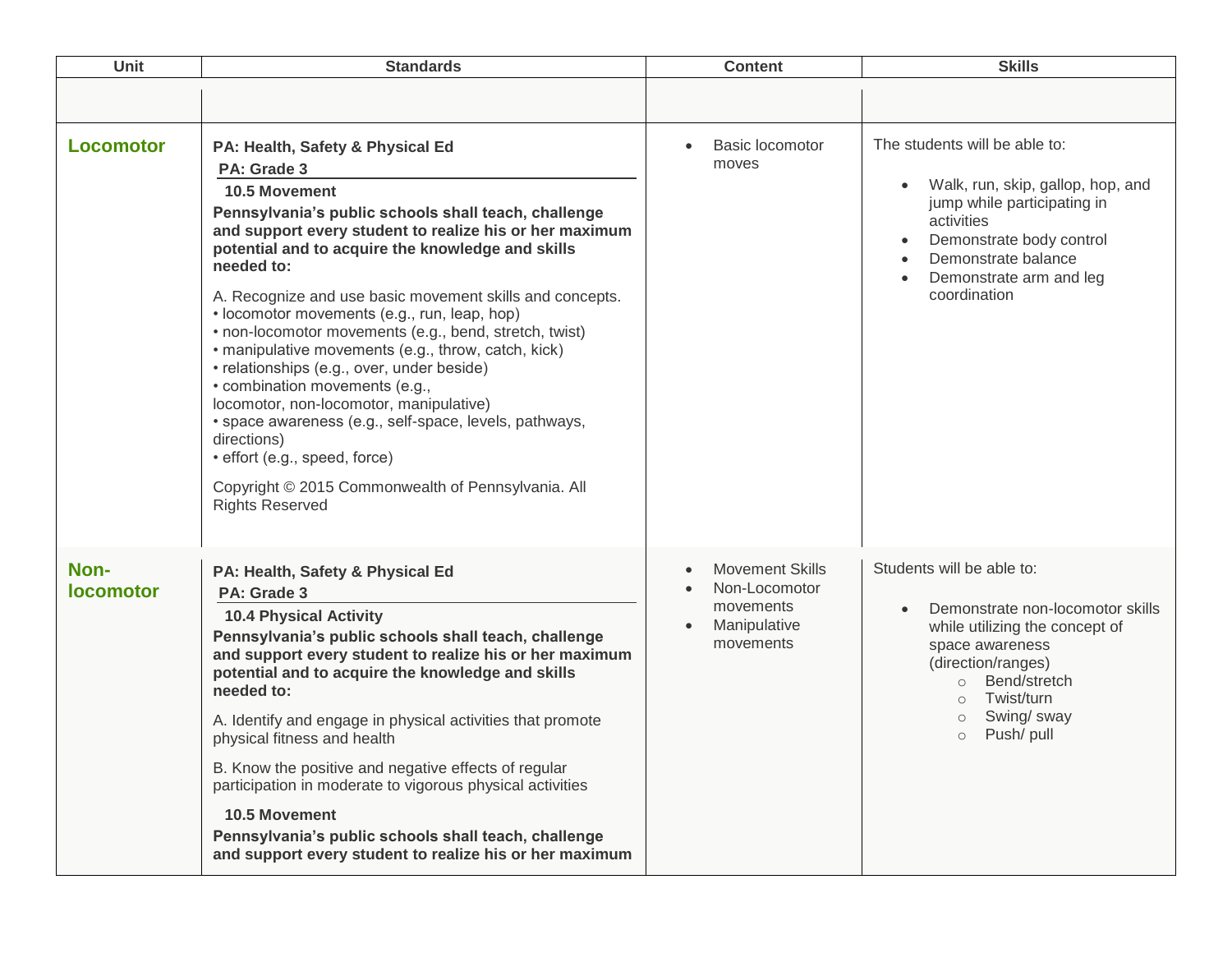| Unit | Standards | Content | Skills |
|---|---|---|---|
| | | | |
| **Locomotor** | **PA: Health, Safety & Physical Ed**<br>**PA: Grade 3**<br>**10.5 Movement**<br>**Pennsylvania's public schools shall teach, challenge and support every student to realize his or her maximum potential and to acquire the knowledge and skills needed to:**<br>A. Recognize and use basic movement skills and concepts.<br>• locomotor movements (e.g., run, leap, hop)<br>• non-locomotor movements (e.g., bend, stretch, twist)<br>• manipulative movements (e.g., throw, catch, kick)<br>• relationships (e.g., over, under beside)<br>• combination movements (e.g., locomotor, non-locomotor, manipulative)<br>• space awareness (e.g., self-space, levels, pathways, directions)<br>• effort (e.g., speed, force)<br>Copyright © 2015 Commonwealth of Pennsylvania. All Rights Reserved | • Basic locomotor moves | The students will be able to:<br>• Walk, run, skip, gallop, hop, and jump while participating in activities<br>• Demonstrate body control<br>• Demonstrate balance<br>• Demonstrate arm and leg coordination |
| **Non-locomotor** | **PA: Health, Safety & Physical Ed**<br>**PA: Grade 3**<br>**10.4 Physical Activity**<br>**Pennsylvania's public schools shall teach, challenge and support every student to realize his or her maximum potential and to acquire the knowledge and skills needed to:**<br>A. Identify and engage in physical activities that promote physical fitness and health<br>B. Know the positive and negative effects of regular participation in moderate to vigorous physical activities<br>**10.5 Movement**<br>**Pennsylvania's public schools shall teach, challenge and support every student to realize his or her maximum** | • Movement Skills<br>• Non-Locomotor movements<br>• Manipulative movements | Students will be able to:<br>• Demonstrate non-locomotor skills while utilizing the concept of space awareness (direction/ranges)<br>&nbsp;&nbsp;○ Bend/stretch<br>&nbsp;&nbsp;○ Twist/turn<br>&nbsp;&nbsp;○ Swing/ sway<br>&nbsp;&nbsp;○ Push/ pull |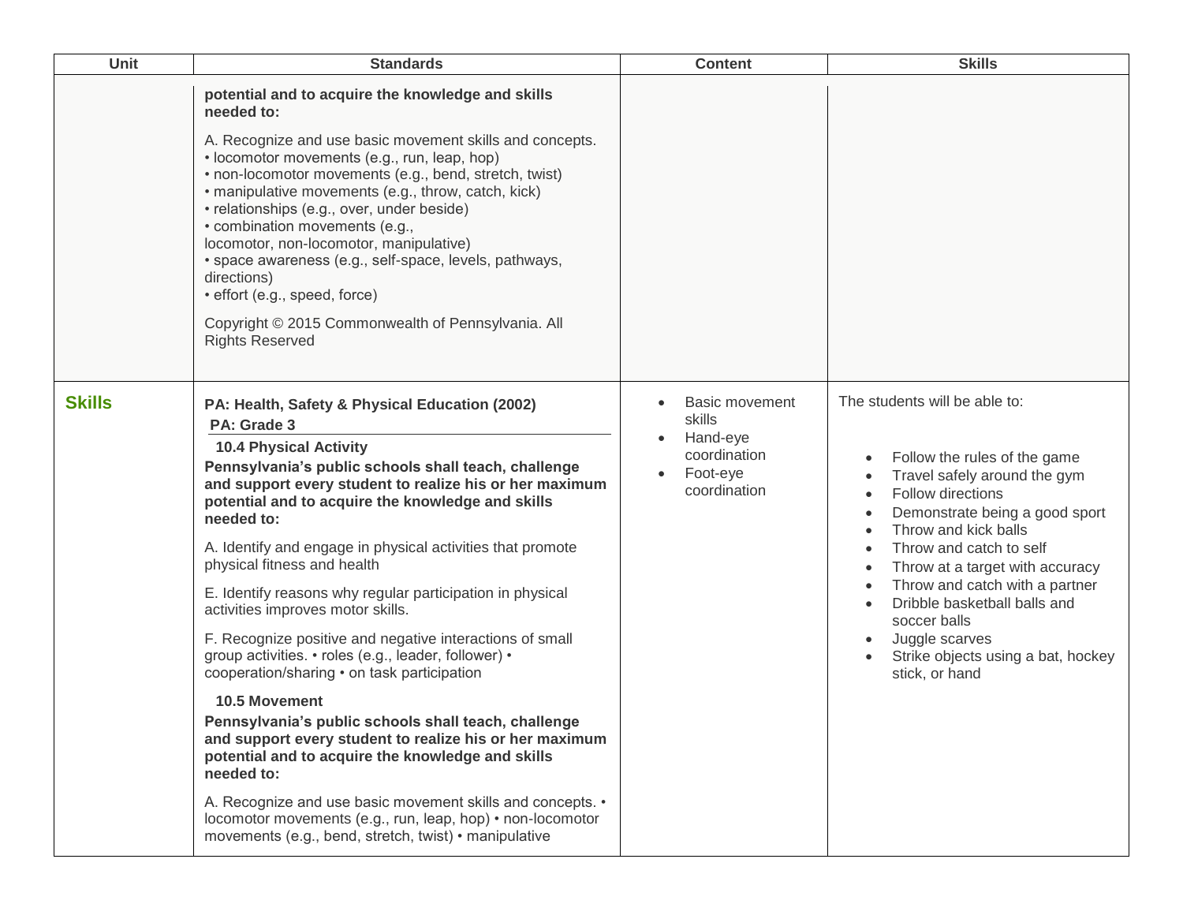| Unit | Standards | Content | Skills |
|---|---|---|---|
| | **potential and to acquire the knowledge and skills needed to:**<br><br>A. Recognize and use basic movement skills and concepts.<br>• locomotor movements (e.g., run, leap, hop)<br>• non-locomotor movements (e.g., bend, stretch, twist)<br>• manipulative movements (e.g., throw, catch, kick)<br>• relationships (e.g., over, under beside)<br>• combination movements (e.g., locomotor, non-locomotor, manipulative)<br>• space awareness (e.g., self-space, levels, pathways, directions)<br>• effort (e.g., speed, force)<br><br>Copyright © 2015 Commonwealth of Pennsylvania. All Rights Reserved | | |
| **Skills** | **PA: Health, Safety & Physical Education (2002)**<br>**PA: Grade 3**<br>**10.4 Physical Activity**<br>**Pennsylvania's public schools shall teach, challenge and support every student to realize his or her maximum potential and to acquire the knowledge and skills needed to:**<br><br>A. Identify and engage in physical activities that promote physical fitness and health<br><br>E. Identify reasons why regular participation in physical activities improves motor skills.<br><br>F. Recognize positive and negative interactions of small group activities. • roles (e.g., leader, follower) • cooperation/sharing • on task participation<br><br>**10.5 Movement**<br>**Pennsylvania's public schools shall teach, challenge and support every student to realize his or her maximum potential and to acquire the knowledge and skills needed to:**<br><br>A. Recognize and use basic movement skills and concepts. • locomotor movements (e.g., run, leap, hop) • non-locomotor movements (e.g., bend, stretch, twist) • manipulative | • Basic movement skills<br>• Hand-eye coordination<br>• Foot-eye coordination | The students will be able to:<br><br>• Follow the rules of the game<br>• Travel safely around the gym<br>• Follow directions<br>• Demonstrate being a good sport<br>• Throw and kick balls<br>• Throw and catch to self<br>• Throw at a target with accuracy<br>• Throw and catch with a partner<br>• Dribble basketball balls and soccer balls<br>• Juggle scarves<br>• Strike objects using a bat, hockey stick, or hand |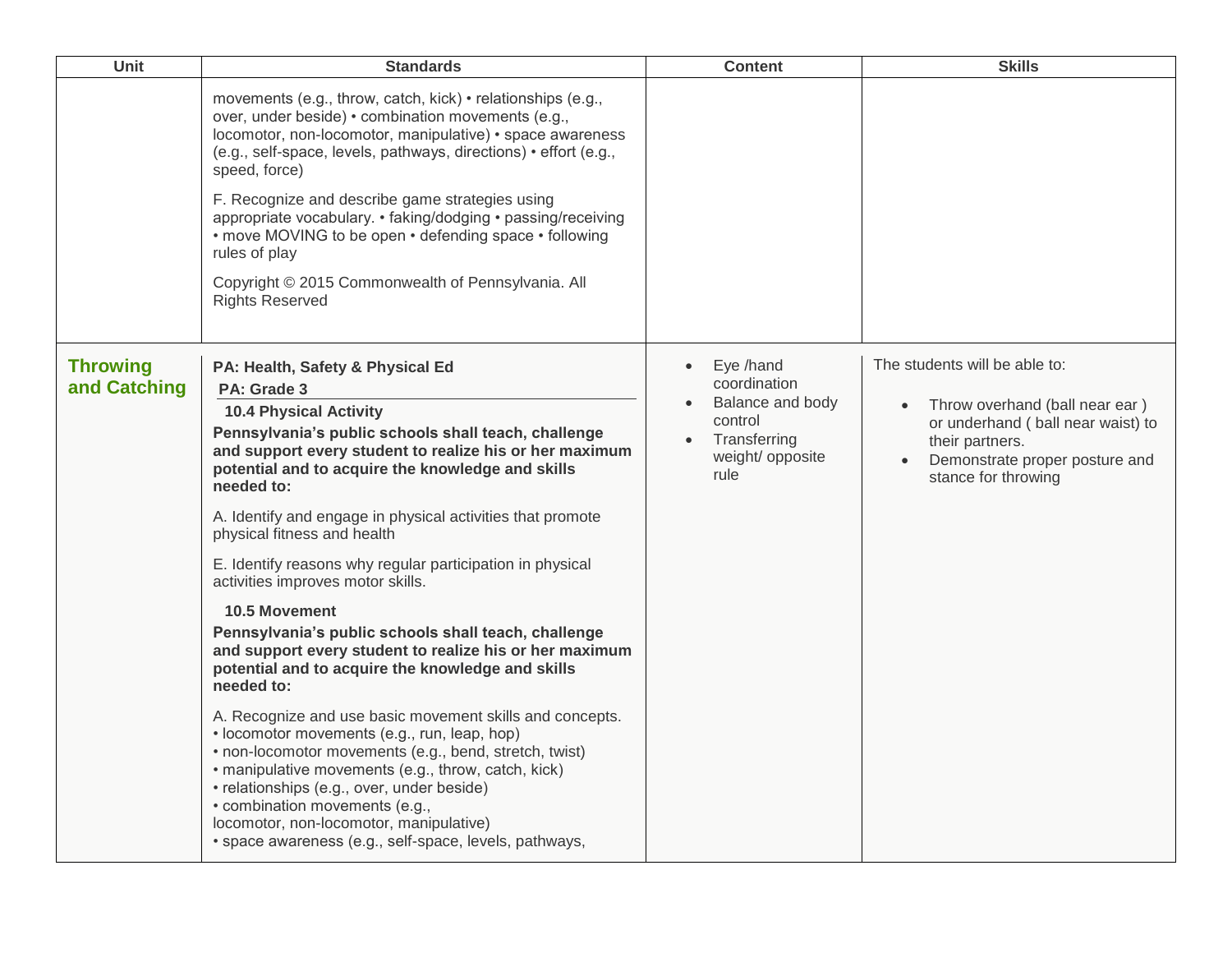| Unit | Standards | Content | Skills |
|---|---|---|---|
| | movements (e.g., throw, catch, kick) • relationships (e.g., over, under beside) • combination movements (e.g., locomotor, non-locomotor, manipulative) • space awareness (e.g., self-space, levels, pathways, directions) • effort (e.g., speed, force)<br><br>F. Recognize and describe game strategies using appropriate vocabulary. • faking/dodging • passing/receiving • move MOVING to be open • defending space • following rules of play<br><br>Copyright © 2015 Commonwealth of Pennsylvania. All Rights Reserved | | |
| **Throwing and Catching** | **PA: Health, Safety & Physical Ed**<br>**PA: Grade 3**<br>**10.4 Physical Activity**<br>**Pennsylvania's public schools shall teach, challenge and support every student to realize his or her maximum potential and to acquire the knowledge and skills needed to:**<br><br>A. Identify and engage in physical activities that promote physical fitness and health<br><br>E. Identify reasons why regular participation in physical activities improves motor skills.<br><br>**10.5 Movement**<br>**Pennsylvania's public schools shall teach, challenge and support every student to realize his or her maximum potential and to acquire the knowledge and skills needed to:**<br><br>A. Recognize and use basic movement skills and concepts.<br>• locomotor movements (e.g., run, leap, hop)<br>• non-locomotor movements (e.g., bend, stretch, twist)<br>• manipulative movements (e.g., throw, catch, kick)<br>• relationships (e.g., over, under beside)<br>• combination movements (e.g., locomotor, non-locomotor, manipulative)<br>• space awareness (e.g., self-space, levels, pathways, | • Eye /hand coordination<br>• Balance and body control<br>• Transferring weight/ opposite rule | The students will be able to:<br><br>• Throw overhand (ball near ear ) or underhand ( ball near waist) to their partners.<br>• Demonstrate proper posture and stance for throwing |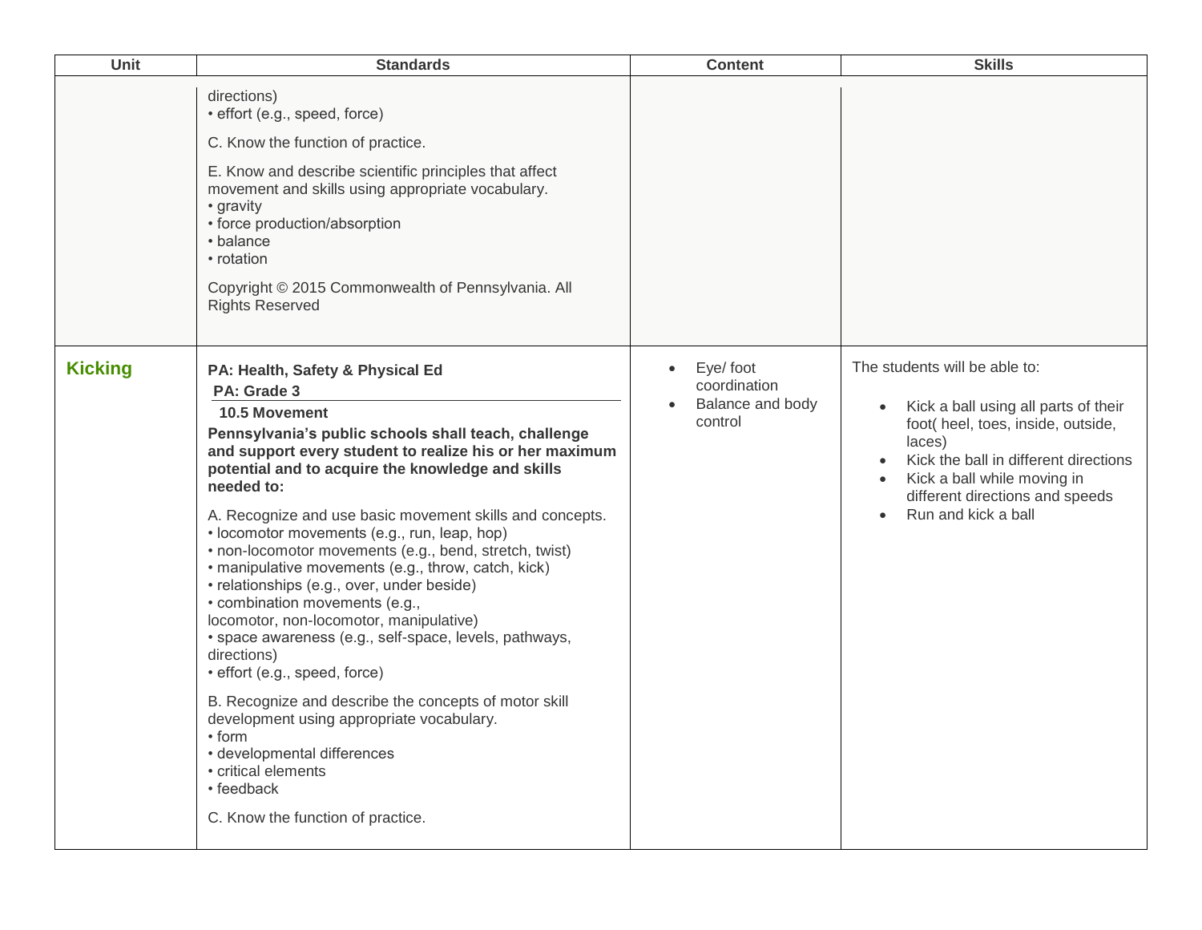| Unit | Standards | Content | Skills |
|---|---|---|---|
| | directions)<br>• effort (e.g., speed, force)<br><br>C. Know the function of practice.<br><br>E. Know and describe scientific principles that affect movement and skills using appropriate vocabulary.<br>• gravity<br>• force production/absorption<br>• balance<br>• rotation<br><br>Copyright © 2015 Commonwealth of Pennsylvania. All Rights Reserved | | |
| **Kicking** | **PA: Health, Safety & Physical Ed**<br>**PA: Grade 3**<br>**10.5 Movement**<br>**Pennsylvania's public schools shall teach, challenge and support every student to realize his or her maximum potential and to acquire the knowledge and skills needed to:**<br><br>A. Recognize and use basic movement skills and concepts.<br>• locomotor movements (e.g., run, leap, hop)<br>• non-locomotor movements (e.g., bend, stretch, twist)<br>• manipulative movements (e.g., throw, catch, kick)<br>• relationships (e.g., over, under beside)<br>• combination movements (e.g., locomotor, non-locomotor, manipulative)<br>• space awareness (e.g., self-space, levels, pathways, directions)<br>• effort (e.g., speed, force)<br><br>B. Recognize and describe the concepts of motor skill development using appropriate vocabulary.<br>• form<br>• developmental differences<br>• critical elements<br>• feedback<br><br>C. Know the function of practice. | • Eye/ foot coordination<br>• Balance and body control | The students will be able to:<br><br>• Kick a ball using all parts of their foot( heel, toes, inside, outside, laces)<br>• Kick the ball in different directions<br>• Kick a ball while moving in different directions and speeds<br>• Run and kick a ball |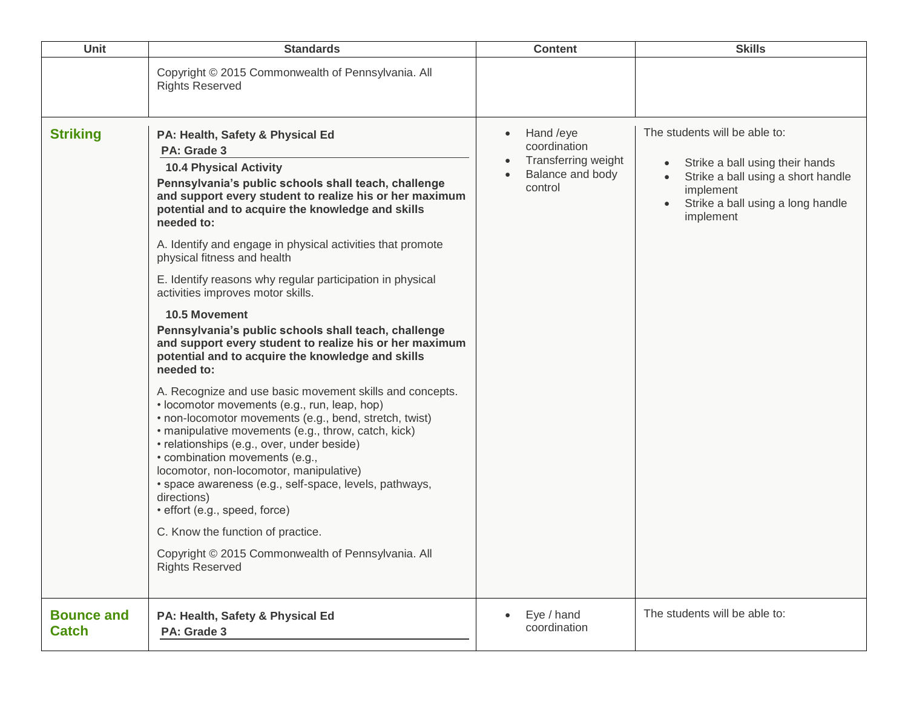| Unit | Standards | Content | Skills |
| --- | --- | --- | --- |
| | Copyright © 2015 Commonwealth of Pennsylvania. All Rights Reserved | | |
| **Striking** | **PA: Health, Safety & Physical Ed**<br>**PA: Grade 3**<br>**10.4 Physical Activity**<br>**Pennsylvania's public schools shall teach, challenge and support every student to realize his or her maximum potential and to acquire the knowledge and skills needed to:**<br>A. Identify and engage in physical activities that promote physical fitness and health<br>E. Identify reasons why regular participation in physical activities improves motor skills.<br>**10.5 Movement**<br>**Pennsylvania's public schools shall teach, challenge and support every student to realize his or her maximum potential and to acquire the knowledge and skills needed to:**<br>A. Recognize and use basic movement skills and concepts.<br>• locomotor movements (e.g., run, leap, hop)<br>• non-locomotor movements (e.g., bend, stretch, twist)<br>• manipulative movements (e.g., throw, catch, kick)<br>• relationships (e.g., over, under beside)<br>• combination movements (e.g., locomotor, non-locomotor, manipulative)<br>• space awareness (e.g., self-space, levels, pathways, directions)<br>• effort (e.g., speed, force)<br>C. Know the function of practice.<br>Copyright © 2015 Commonwealth of Pennsylvania. All Rights Reserved | • Hand /eye coordination<br>• Transferring weight<br>• Balance and body control | The students will be able to:<br>• Strike a ball using their hands<br>• Strike a ball using a short handle implement<br>• Strike a ball using a long handle implement |
| **Bounce and Catch** | **PA: Health, Safety & Physical Ed**<br>**PA: Grade 3** | • Eye / hand coordination | The students will be able to: |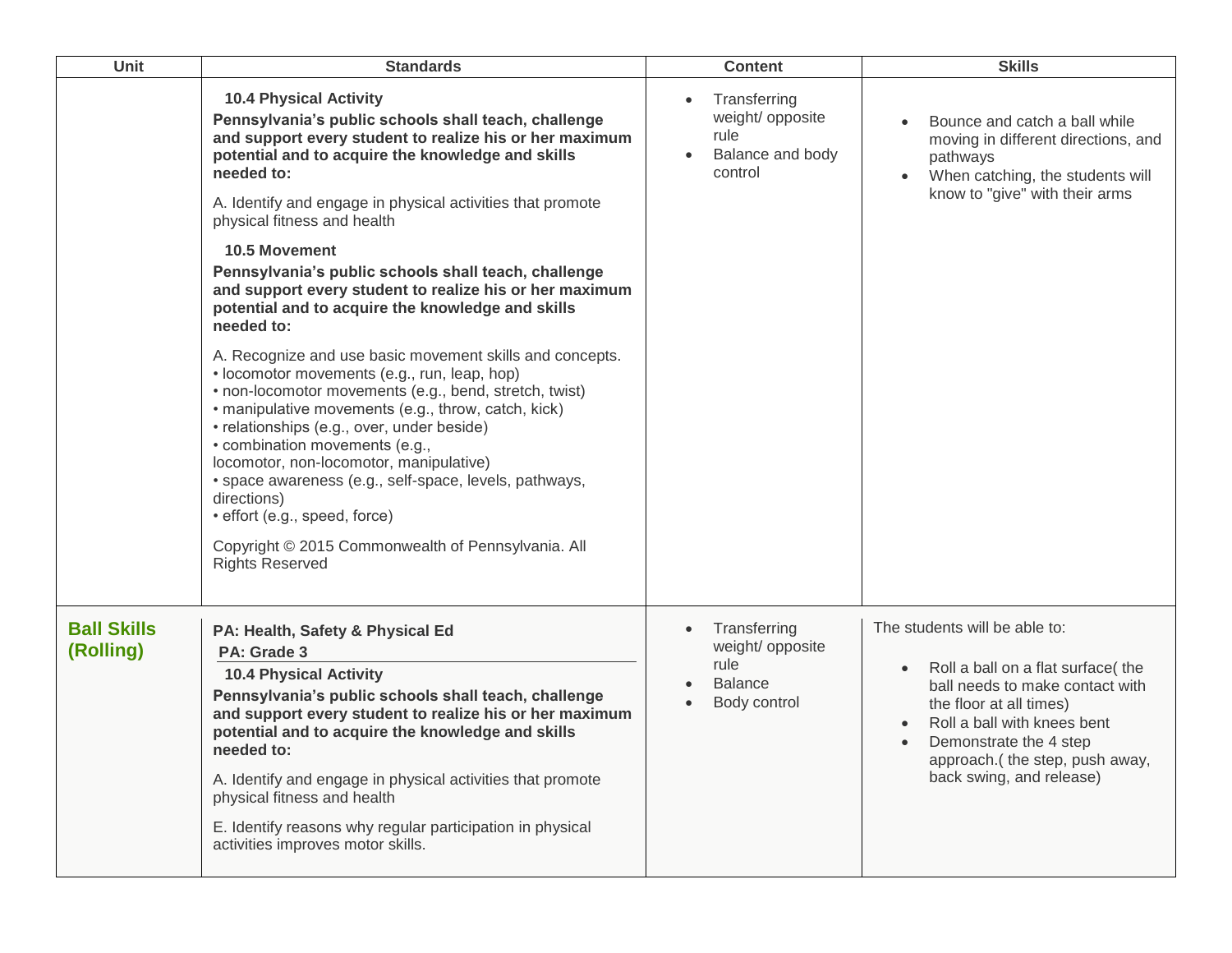| Unit | Standards | Content | Skills |
|---|---|---|---|
| | **10.4 Physical Activity**<br>**Pennsylvania's public schools shall teach, challenge and support every student to realize his or her maximum potential and to acquire the knowledge and skills needed to:**<br><br>A. Identify and engage in physical activities that promote physical fitness and health<br><br>**10.5 Movement**<br>**Pennsylvania's public schools shall teach, challenge and support every student to realize his or her maximum potential and to acquire the knowledge and skills needed to:**<br><br>A. Recognize and use basic movement skills and concepts.<br>• locomotor movements (e.g., run, leap, hop)<br>• non-locomotor movements (e.g., bend, stretch, twist)<br>• manipulative movements (e.g., throw, catch, kick)<br>• relationships (e.g., over, under beside)<br>• combination movements (e.g., locomotor, non-locomotor, manipulative)<br>• space awareness (e.g., self-space, levels, pathways, directions)<br>• effort (e.g., speed, force)<br><br>Copyright © 2015 Commonwealth of Pennsylvania. All Rights Reserved | • Transferring weight/ opposite rule<br>• Balance and body control | • Bounce and catch a ball while moving in different directions, and pathways<br>• When catching, the students will know to "give" with their arms |
| **Ball Skills (Rolling)** | **PA: Health, Safety & Physical Ed**<br>**PA: Grade 3**<br>**10.4 Physical Activity**<br>**Pennsylvania's public schools shall teach, challenge and support every student to realize his or her maximum potential and to acquire the knowledge and skills needed to:**<br><br>A. Identify and engage in physical activities that promote physical fitness and health<br><br>E. Identify reasons why regular participation in physical activities improves motor skills. | • Transferring weight/ opposite rule<br>• Balance<br>• Body control | The students will be able to:<br><br>• Roll a ball on a flat surface( the ball needs to make contact with the floor at all times)<br>• Roll a ball with knees bent<br>• Demonstrate the 4 step approach.( the step, push away, back swing, and release) |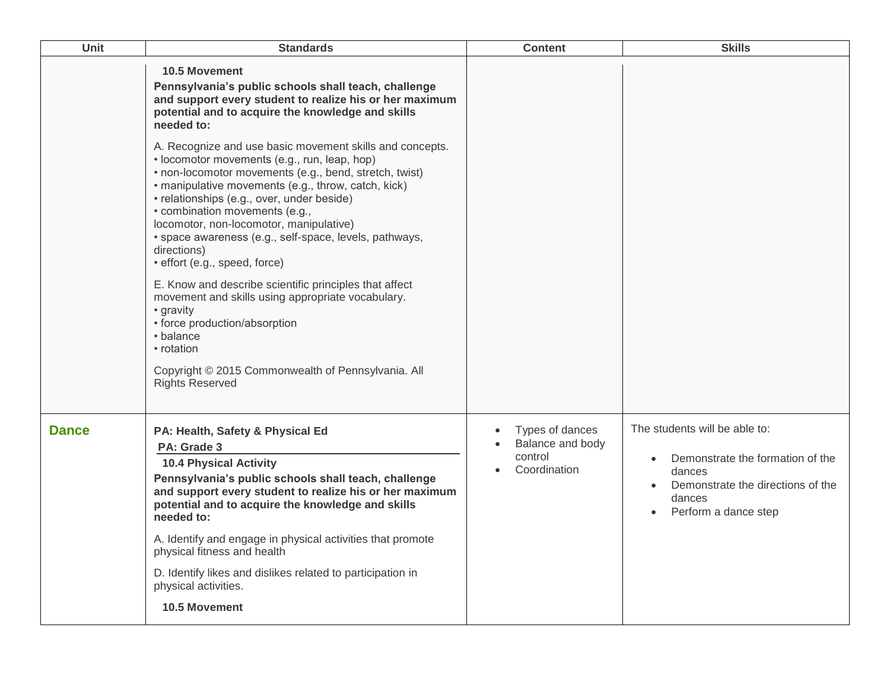| Unit | Standards | Content | Skills |
|---|---|---|---|
| | **10.5 Movement**<br>**Pennsylvania's public schools shall teach, challenge and support every student to realize his or her maximum potential and to acquire the knowledge and skills needed to:**<br><br>A. Recognize and use basic movement skills and concepts.<br>• locomotor movements (e.g., run, leap, hop)<br>• non-locomotor movements (e.g., bend, stretch, twist)<br>• manipulative movements (e.g., throw, catch, kick)<br>• relationships (e.g., over, under beside)<br>• combination movements (e.g., locomotor, non-locomotor, manipulative)<br>• space awareness (e.g., self-space, levels, pathways, directions)<br>• effort (e.g., speed, force)<br><br>E. Know and describe scientific principles that affect movement and skills using appropriate vocabulary.<br>• gravity<br>• force production/absorption<br>• balance<br>• rotation<br><br>Copyright © 2015 Commonwealth of Pennsylvania. All Rights Reserved | | |
| **Dance** | **PA: Health, Safety & Physical Ed**<br>**PA: Grade 3**<br>**10.4 Physical Activity**<br>**Pennsylvania's public schools shall teach, challenge and support every student to realize his or her maximum potential and to acquire the knowledge and skills needed to:**<br><br>A. Identify and engage in physical activities that promote physical fitness and health<br><br>D. Identify likes and dislikes related to participation in physical activities.<br><br>**10.5 Movement** | • Types of dances<br>• Balance and body control<br>• Coordination | The students will be able to:<br><br>• Demonstrate the formation of the dances<br>• Demonstrate the directions of the dances<br>• Perform a dance step |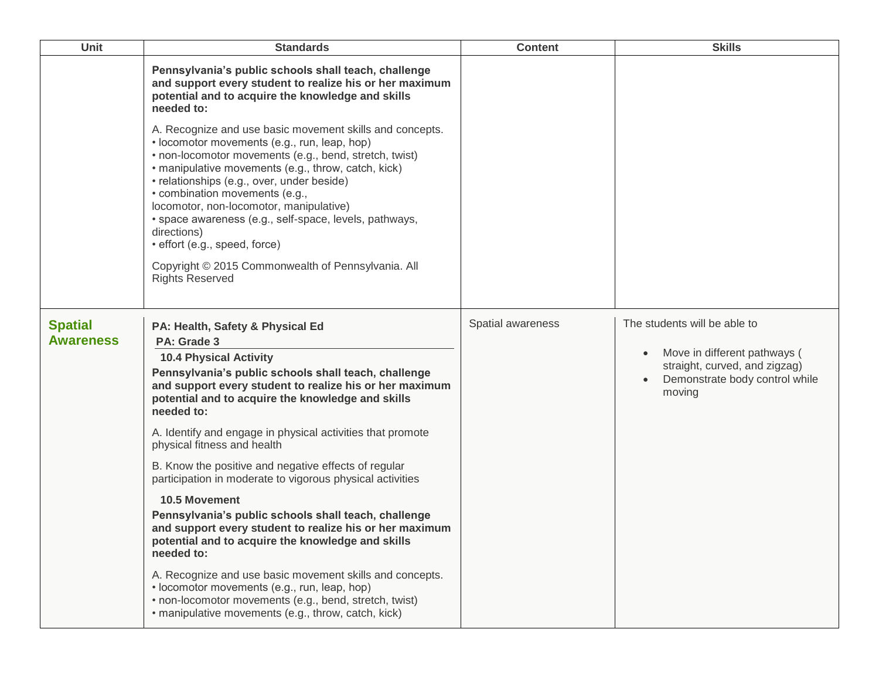| Unit | Standards | Content | Skills |
|---|---|---|---|
| | **Pennsylvania's public schools shall teach, challenge and support every student to realize his or her maximum potential and to acquire the knowledge and skills needed to:**<br><br>A. Recognize and use basic movement skills and concepts.<br>• locomotor movements (e.g., run, leap, hop)<br>• non-locomotor movements (e.g., bend, stretch, twist)<br>• manipulative movements (e.g., throw, catch, kick)<br>• relationships (e.g., over, under beside)<br>• combination movements (e.g., locomotor, non-locomotor, manipulative)<br>• space awareness (e.g., self-space, levels, pathways, directions)<br>• effort (e.g., speed, force)<br><br>Copyright © 2015 Commonwealth of Pennsylvania. All Rights Reserved | | |
| **Spatial Awareness** | **PA: Health, Safety & Physical Ed**<br>**PA: Grade 3**<br>**10.4 Physical Activity**<br>**Pennsylvania's public schools shall teach, challenge and support every student to realize his or her maximum potential and to acquire the knowledge and skills needed to:**<br><br>A. Identify and engage in physical activities that promote physical fitness and health<br><br>B. Know the positive and negative effects of regular participation in moderate to vigorous physical activities<br><br>**10.5 Movement**<br>**Pennsylvania's public schools shall teach, challenge and support every student to realize his or her maximum potential and to acquire the knowledge and skills needed to:**<br><br>A. Recognize and use basic movement skills and concepts.<br>• locomotor movements (e.g., run, leap, hop)<br>• non-locomotor movements (e.g., bend, stretch, twist)<br>• manipulative movements (e.g., throw, catch, kick) | Spatial awareness | The students will be able to<br><br>• Move in different pathways ( straight, curved, and zigzag)<br>• Demonstrate body control while moving |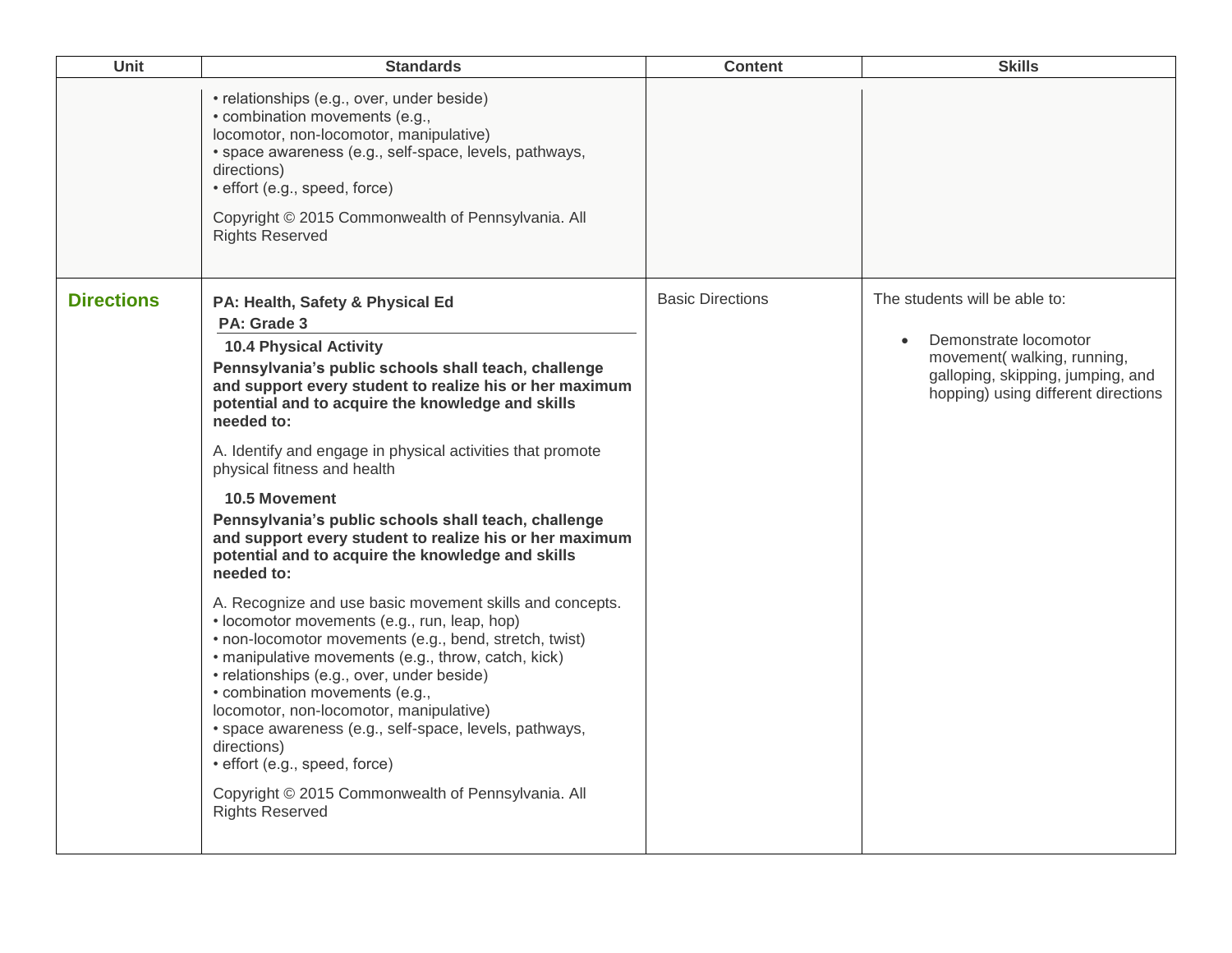| Unit | Standards | Content | Skills |
|---|---|---|---|
| | • relationships (e.g., over, under beside)<br>• combination movements (e.g., locomotor, non-locomotor, manipulative)<br>• space awareness (e.g., self-space, levels, pathways, directions)<br>• effort (e.g., speed, force)<br><br>Copyright © 2015 Commonwealth of Pennsylvania. All Rights Reserved | | |
| **Directions** | **PA: Health, Safety & Physical Ed**<br>**PA: Grade 3**<br>**10.4 Physical Activity**<br>**Pennsylvania's public schools shall teach, challenge and support every student to realize his or her maximum potential and to acquire the knowledge and skills needed to:**<br><br>A. Identify and engage in physical activities that promote physical fitness and health<br><br>**10.5 Movement**<br>**Pennsylvania's public schools shall teach, challenge and support every student to realize his or her maximum potential and to acquire the knowledge and skills needed to:**<br><br>A. Recognize and use basic movement skills and concepts.<br>• locomotor movements (e.g., run, leap, hop)<br>• non-locomotor movements (e.g., bend, stretch, twist)<br>• manipulative movements (e.g., throw, catch, kick)<br>• relationships (e.g., over, under beside)<br>• combination movements (e.g., locomotor, non-locomotor, manipulative)<br>• space awareness (e.g., self-space, levels, pathways, directions)<br>• effort (e.g., speed, force)<br><br>Copyright © 2015 Commonwealth of Pennsylvania. All Rights Reserved | Basic Directions | The students will be able to:<br><br>• Demonstrate locomotor movement( walking, running, galloping, skipping, jumping, and hopping) using different directions |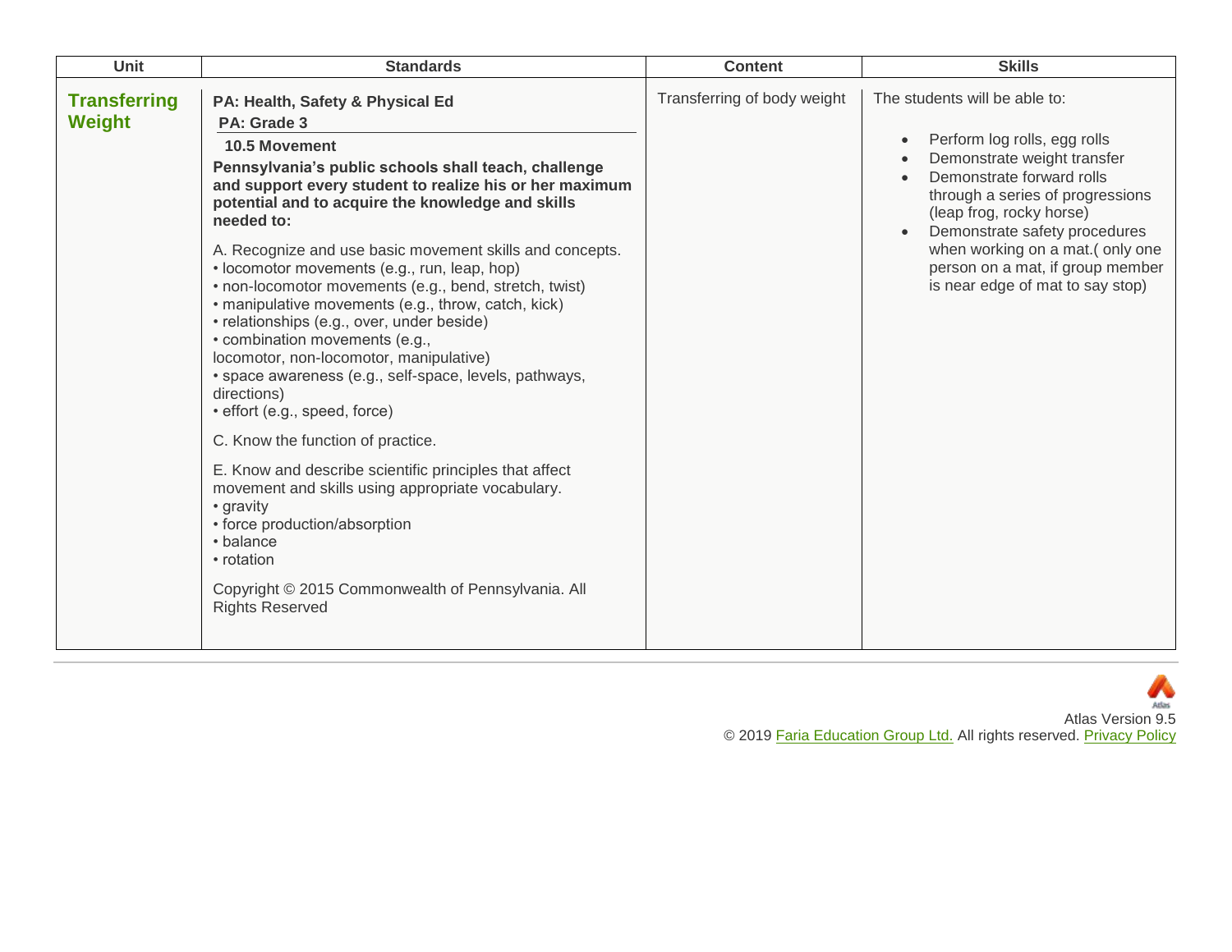| Unit | Standards | Content | Skills |
| --- | --- | --- | --- |
| **Transferring Weight** | **PA: Health, Safety & Physical Ed**<br>**PA: Grade 3**<br>**10.5 Movement**<br>**Pennsylvania's public schools shall teach, challenge and support every student to realize his or her maximum potential and to acquire the knowledge and skills needed to:**<br>A. Recognize and use basic movement skills and concepts.<br>• locomotor movements (e.g., run, leap, hop)<br>• non-locomotor movements (e.g., bend, stretch, twist)<br>• manipulative movements (e.g., throw, catch, kick)<br>• relationships (e.g., over, under beside)<br>• combination movements (e.g., locomotor, non-locomotor, manipulative)<br>• space awareness (e.g., self-space, levels, pathways, directions)<br>• effort (e.g., speed, force)<br>C. Know the function of practice.<br>E. Know and describe scientific principles that affect movement and skills using appropriate vocabulary.<br>• gravity<br>• force production/absorption<br>• balance<br>• rotation<br>Copyright © 2015 Commonwealth of Pennsylvania. All Rights Reserved | Transferring of body weight | The students will be able to:<br>• Perform log rolls, egg rolls<br>• Demonstrate weight transfer<br>• Demonstrate forward rolls through a series of progressions (leap frog, rocky horse)<br>• Demonstrate safety procedures when working on a mat.( only one person on a mat, if group member is near edge of mat to say stop) |

Atlas Version 9.5
© 2019 Faria Education Group Ltd. All rights reserved. Privacy Policy